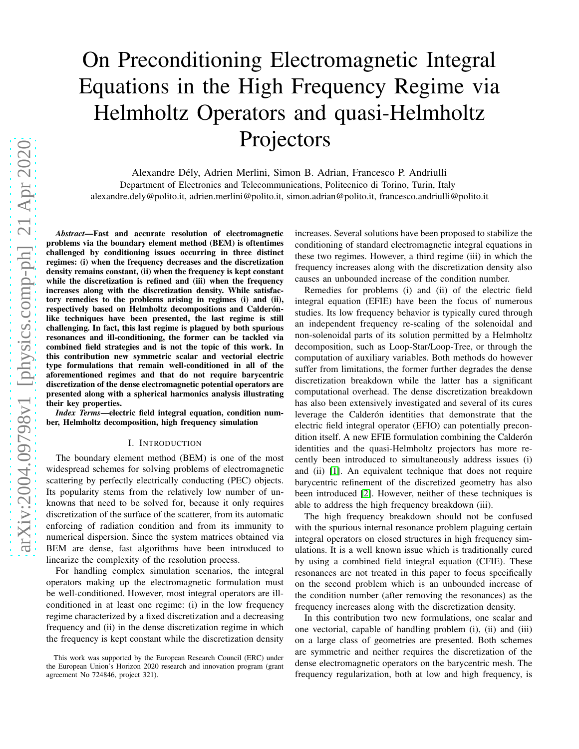# On Preconditioning Electromagnetic Integral Equations in the High Frequency Regime via Helmholtz Operators and quasi-Helmholtz Projectors

Alexandre Dély, Adrien Merlini, Simon B. Adrian, Francesco P. Andriulli
Department of Electronics and Telecommunications, Politecnico di Torino, Turin, Italy
alexandre.dely@polito.it, adrien.merlini@polito.it, simon.adrian@polito.it, francesco.andriulli@polito.it

***Abstract*—Fast and accurate resolution of electromagnetic problems via the boundary element method (BEM) is oftentimes challenged by conditioning issues occurring in three distinct regimes: (i) when the frequency decreases and the discretization density remains constant, (ii) when the frequency is kept constant while the discretization is refined and (iii) when the frequency increases along with the discretization density. While satisfactory remedies to the problems arising in regimes (i) and (ii), respectively based on Helmholtz decompositions and Calderón-like techniques have been presented, the last regime is still challenging. In fact, this last regime is plagued by both spurious resonances and ill-conditioning, the former can be tackled via combined field strategies and is not the topic of this work. In this contribution new symmetric scalar and vectorial electric type formulations that remain well-conditioned in all of the aforementioned regimes and that do not require barycentric discretization of the dense electromagnetic potential operators are presented along with a spherical harmonics analysis illustrating their key properties.**

***Index Terms*—electric field integral equation, condition number, Helmholtz decomposition, high frequency simulation**

## I. Introduction

The boundary element method (BEM) is one of the most widespread schemes for solving problems of electromagnetic scattering by perfectly electrically conducting (PEC) objects. Its popularity stems from the relatively low number of unknowns that need to be solved for, because it only requires discretization of the surface of the scatterer, from its automatic enforcing of radiation condition and from its immunity to numerical dispersion. Since the system matrices obtained via BEM are dense, fast algorithms have been introduced to linearize the complexity of the resolution process.

For handling complex simulation scenarios, the integral operators making up the electromagnetic formulation must be well-conditioned. However, most integral operators are ill-conditioned in at least one regime: (i) in the low frequency regime characterized by a fixed discretization and a decreasing frequency and (ii) in the dense discretization regime in which the frequency is kept constant while the discretization density increases. Several solutions have been proposed to stabilize the conditioning of standard electromagnetic integral equations in these two regimes. However, a third regime (iii) in which the frequency increases along with the discretization density also causes an unbounded increase of the condition number.

Remedies for problems (i) and (ii) of the electric field integral equation (EFIE) have been the focus of numerous studies. Its low frequency behavior is typically cured through an independent frequency re-scaling of the solenoidal and non-solenoidal parts of its solution permitted by a Helmholtz decomposition, such as Loop-Star/Loop-Tree, or through the computation of auxiliary variables. Both methods do however suffer from limitations, the former further degrades the dense discretization breakdown while the latter has a significant computational overhead. The dense discretization breakdown has also been extensively investigated and several of its cures leverage the Calderón identities that demonstrate that the electric field integral operator (EFIO) can potentially precondition itself. A new EFIE formulation combining the Calderón identities and the quasi-Helmholtz projectors has more recently been introduced to simultaneously address issues (i) and (ii) [1]. An equivalent technique that does not require barycentric refinement of the discretized geometry has also been introduced [2]. However, neither of these techniques is able to address the high frequency breakdown (iii).

The high frequency breakdown should not be confused with the spurious internal resonance problem plaguing certain integral operators on closed structures in high frequency simulations. It is a well known issue which is traditionally cured by using a combined field integral equation (CFIE). These resonances are not treated in this paper to focus specifically on the second problem which is an unbounded increase of the condition number (after removing the resonances) as the frequency increases along with the discretization density.

In this contribution two new formulations, one scalar and one vectorial, capable of handling problem (i), (ii) and (iii) on a large class of geometries are presented. Both schemes are symmetric and neither requires the discretization of the dense electromagnetic operators on the barycentric mesh. The frequency regularization, both at low and high frequency, is

This work was supported by the European Research Council (ERC) under the European Union's Horizon 2020 research and innovation program (grant agreement No 724846, project 321).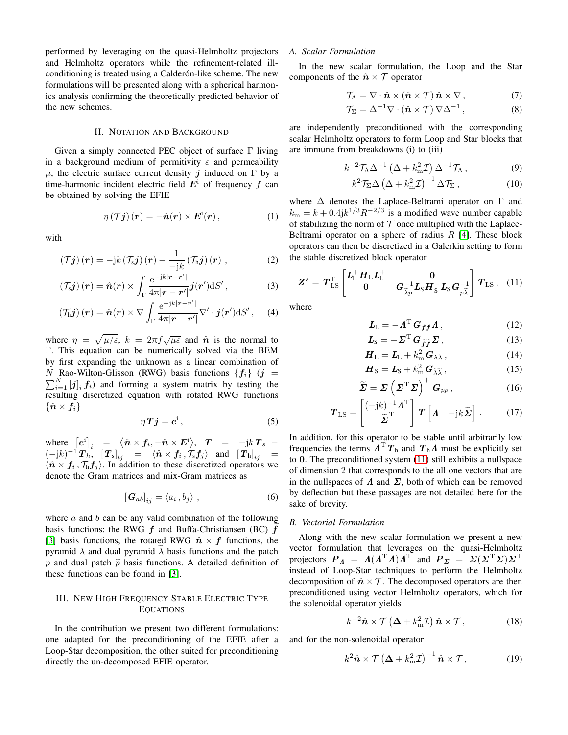performed by leveraging on the quasi-Helmholtz projectors and Helmholtz operators while the refinement-related ill-conditioning is treated using a Calderón-like scheme. The new formulations will be presented along with a spherical harmonics analysis confirming the theoretically predicted behavior of the new schemes.

## II. Notation and Background

Given a simply connected PEC object of surface $\Gamma$ living in a background medium of permitivity $\varepsilon$ and permeability $\mu$, the electric surface current density $\boldsymbol{j}$ induced on $\Gamma$ by a time-harmonic incident electric field $\boldsymbol{E}^{\mathrm{i}}$ of frequency $f$ can be obtained by solving the EFIE

$$\eta\left(\mathcal{T}\boldsymbol{j}\right)(\boldsymbol{r}) = -\hat{\boldsymbol{n}}(\boldsymbol{r})\times\boldsymbol{E}^{\mathrm{i}}(\boldsymbol{r})\,, \tag{1}$$

with

$$\left(\mathcal{T}\boldsymbol{j}\right)(\boldsymbol{r}) = -\mathrm{j}k\left(\mathcal{T}_{\mathrm{s}}\boldsymbol{j}\right)(\boldsymbol{r}) - \frac{1}{-\mathrm{j}k}\left(\mathcal{T}_{\mathrm{h}}\boldsymbol{j}\right)(\boldsymbol{r})\,, \tag{2}$$

$$\left(\mathcal{T}_{\mathrm{s}}\boldsymbol{j}\right)(\boldsymbol{r}) = \hat{\boldsymbol{n}}(\boldsymbol{r})\times\int_{\Gamma}\frac{\mathrm{e}^{-\mathrm{j}k|\boldsymbol{r}-\boldsymbol{r}'|}}{4\pi|\boldsymbol{r}-\boldsymbol{r}'|}\boldsymbol{j}(\boldsymbol{r}')\mathrm{d}S'\,, \tag{3}$$

$$\left(\mathcal{T}_{\mathrm{h}}\boldsymbol{j}\right)(\boldsymbol{r}) = \hat{\boldsymbol{n}}(\boldsymbol{r})\times\nabla\int_{\Gamma}\frac{\mathrm{e}^{-\mathrm{j}k|\boldsymbol{r}-\boldsymbol{r}'|}}{4\pi|\boldsymbol{r}-\boldsymbol{r}'|}\nabla'\cdot\boldsymbol{j}(\boldsymbol{r}')\mathrm{d}S'\,, \tag{4}$$

where $\eta = \sqrt{\mu/\varepsilon}$, $k = 2\pi f\sqrt{\mu\varepsilon}$ and $\hat{\boldsymbol{n}}$ is the normal to $\Gamma$. This equation can be numerically solved via the BEM by first expanding the unknown as a linear combination of $N$ Rao-Wilton-Glisson (RWG) basis functions $\{\boldsymbol{f}_i\}$ ($\boldsymbol{j} = \sum_{i=1}^{N}[\boldsymbol{j}]_i\,\boldsymbol{f}_i$) and forming a system matrix by testing the resulting discretized equation with rotated RWG functions $\{\hat{\boldsymbol{n}}\times\boldsymbol{f}_i\}$

$$\eta\boldsymbol{T}\boldsymbol{j} = \boldsymbol{e}^{\mathrm{i}}\,, \tag{5}$$

where $\left[\boldsymbol{e}^{\mathrm{i}}\right]_i = \left\langle\hat{\boldsymbol{n}}\times\boldsymbol{f}_i, -\hat{\boldsymbol{n}}\times\boldsymbol{E}^{\mathrm{i}}\right\rangle$, $\boldsymbol{T} = -\mathrm{j}k\boldsymbol{T}_s - (-\mathrm{j}k)^{-1}\boldsymbol{T}_h$, $[\boldsymbol{T}_{\mathrm{s}}]_{ij} = \langle\hat{\boldsymbol{n}}\times\boldsymbol{f}_i\,,\mathcal{T}_{\mathrm{s}}\boldsymbol{f}_j\rangle$ and $[\boldsymbol{T}_{\mathrm{h}}]_{ij} = \langle\hat{\boldsymbol{n}}\times\boldsymbol{f}_i\,,\mathcal{T}_{\mathrm{h}}\boldsymbol{f}_j\rangle$. In addition to these discretized operators we denote the Gram matrices and mix-Gram matrices as

$$\left[\boldsymbol{G}_{ab}\right]_{ij} = \langle a_i\,, b_j\rangle\,, \tag{6}$$

where $a$ and $b$ can be any valid combination of the following basis functions: the RWG $\boldsymbol{f}$ and Buffa-Christiansen (BC) $\widetilde{\boldsymbol{f}}$ [3] basis functions, the rotated RWG $\hat{\boldsymbol{n}}\times\boldsymbol{f}$ functions, the pyramid $\lambda$ and dual pyramid $\widetilde{\lambda}$ basis functions and the patch $p$ and dual patch $\widetilde{p}$ basis functions. A detailed definition of these functions can be found in [3].

## III. New High Frequency Stable Electric Type Equations

In the contribution we present two different formulations: one adapted for the preconditioning of the EFIE after a Loop-Star decomposition, the other suited for preconditioning directly the un-decomposed EFIE operator.

### A. Scalar Formulation

In the new scalar formulation, the Loop and the Star components of the $\hat{\boldsymbol{n}}\times\mathcal{T}$ operator

$$\mathcal{T}_{\Lambda} = \nabla\cdot\hat{\boldsymbol{n}}\times\left(\hat{\boldsymbol{n}}\times\mathcal{T}\right)\hat{\boldsymbol{n}}\times\nabla\,, \tag{7}$$

$$\mathcal{T}_{\Sigma} = \Delta^{-1}\nabla\cdot\left(\hat{\boldsymbol{n}}\times\mathcal{T}\right)\nabla\Delta^{-1}\,, \tag{8}$$

are independently preconditioned with the corresponding scalar Helmholtz operators to form Loop and Star blocks that are immune from breakdowns (i) to (iii)

$$k^{-2}\mathcal{T}_{\Lambda}\Delta^{-1}\left(\Delta + k_{\mathrm{m}}^2\mathcal{I}\right)\Delta^{-1}\mathcal{T}_{\Lambda}\,, \tag{9}$$

$$k^{2}\mathcal{T}_{\Sigma}\Delta\left(\Delta + k_{\mathrm{m}}^2\mathcal{I}\right)^{-1}\Delta\mathcal{T}_{\Sigma}\,, \tag{10}$$

where $\Delta$ denotes the Laplace-Beltrami operator on $\Gamma$ and $k_{\mathrm{m}} = k + 0.4\mathrm{j}k^{1/3}R^{-2/3}$ is a modified wave number capable of stabilizing the norm of $\mathcal{T}$ once multiplied with the Laplace-Beltrami operator on a sphere of radius $R$ [4]. These block operators can then be discretized in a Galerkin setting to form the stable discretized block operator

$$\boldsymbol{Z}^{s} = \boldsymbol{T}_{\mathrm{LS}}^{\mathrm{T}}\begin{bmatrix}\boldsymbol{L}_{\mathrm{L}}^{+}\boldsymbol{H}_{\mathrm{L}}\boldsymbol{L}_{\mathrm{L}}^{+} & \boldsymbol{0}\\ \boldsymbol{0} & \boldsymbol{G}_{\widetilde{\lambda}p}^{-1}\boldsymbol{L}_{\mathrm{S}}\boldsymbol{H}_{\mathrm{S}}^{+}\boldsymbol{L}_{\mathrm{S}}\boldsymbol{G}_{p\widetilde{\lambda}}^{-1}\end{bmatrix}\boldsymbol{T}_{\mathrm{LS}}\,, \tag{11}$$

where

$$\boldsymbol{L}_{\mathrm{L}} = -\boldsymbol{\Lambda}^{\mathrm{T}}\boldsymbol{G}_{\boldsymbol{f}\boldsymbol{f}}\boldsymbol{\Lambda}\,, \tag{12}$$

$$\boldsymbol{L}_{\mathrm{S}} = -\boldsymbol{\Sigma}^{\mathrm{T}}\boldsymbol{G}_{\widetilde{\boldsymbol{f}}\widetilde{\boldsymbol{f}}}\boldsymbol{\Sigma}\,, \tag{13}$$

$$\boldsymbol{H}_{\mathrm{L}} = \boldsymbol{L}_{\mathrm{L}} + k_{\mathrm{m}}^2\boldsymbol{G}_{\lambda\lambda}\,, \tag{14}$$

$$\boldsymbol{H}_{\mathrm{S}} = \boldsymbol{L}_{\mathrm{S}} + k_{\mathrm{m}}^2\boldsymbol{G}_{\widetilde{\lambda}\widetilde{\lambda}}\,, \tag{15}$$

$$\widetilde{\boldsymbol{\Sigma}} = \boldsymbol{\Sigma}\left(\boldsymbol{\Sigma}^{\mathrm{T}}\boldsymbol{\Sigma}\right)^{+}\boldsymbol{G}_{pp}\,, \tag{16}$$

$$\boldsymbol{T}_{\mathrm{LS}} = \begin{bmatrix}(-\mathrm{j}k)^{-1}\boldsymbol{\Lambda}^{\mathrm{T}}\\ \widetilde{\boldsymbol{\Sigma}}^{\mathrm{T}}\end{bmatrix}\boldsymbol{T}\begin{bmatrix}\boldsymbol{\Lambda} & -\mathrm{j}k\widetilde{\boldsymbol{\Sigma}}\end{bmatrix}\,. \tag{17}$$

In addition, for this operator to be stable until arbitrarily low frequencies the terms $\boldsymbol{\Lambda}^{\mathrm{T}}\boldsymbol{T}_{\mathrm{h}}$ and $\boldsymbol{T}_{\mathrm{h}}\boldsymbol{\Lambda}$ must be explicitly set to $\boldsymbol{0}$. The preconditioned system (11) still exhibits a nullspace of dimension 2 that corresponds to the all one vectors that are in the nullspaces of $\boldsymbol{\Lambda}$ and $\boldsymbol{\Sigma}$, both of which can be removed by deflection but these passages are not detailed here for the sake of brevity.

### B. Vectorial Formulation

Along with the new scalar formulation we present a new vector formulation that leverages on the quasi-Helmholtz projectors $\boldsymbol{P}_{\boldsymbol{\Lambda}} = \boldsymbol{\Lambda}(\boldsymbol{\Lambda}^{\mathrm{T}}\boldsymbol{\Lambda})\boldsymbol{\Lambda}^{\mathrm{T}}$ and $\boldsymbol{P}_{\boldsymbol{\Sigma}} = \boldsymbol{\Sigma}(\boldsymbol{\Sigma}^{\mathrm{T}}\boldsymbol{\Sigma})\boldsymbol{\Sigma}^{\mathrm{T}}$ instead of Loop-Star techniques to perform the Helmholtz decomposition of $\hat{\boldsymbol{n}}\times\mathcal{T}$. The decomposed operators are then preconditioned using vector Helmholtz operators, which for the solenoidal operator yields

$$k^{-2}\hat{\boldsymbol{n}}\times\mathcal{T}\left(\boldsymbol{\Delta} + k_{\mathrm{m}}^2\mathcal{I}\right)\hat{\boldsymbol{n}}\times\mathcal{T}\,, \tag{18}$$

and for the non-solenoidal operator

$$k^{2}\hat{\boldsymbol{n}}\times\mathcal{T}\left(\boldsymbol{\Delta} + k_{\mathrm{m}}^2\mathcal{I}\right)^{-1}\hat{\boldsymbol{n}}\times\mathcal{T}\,, \tag{19}$$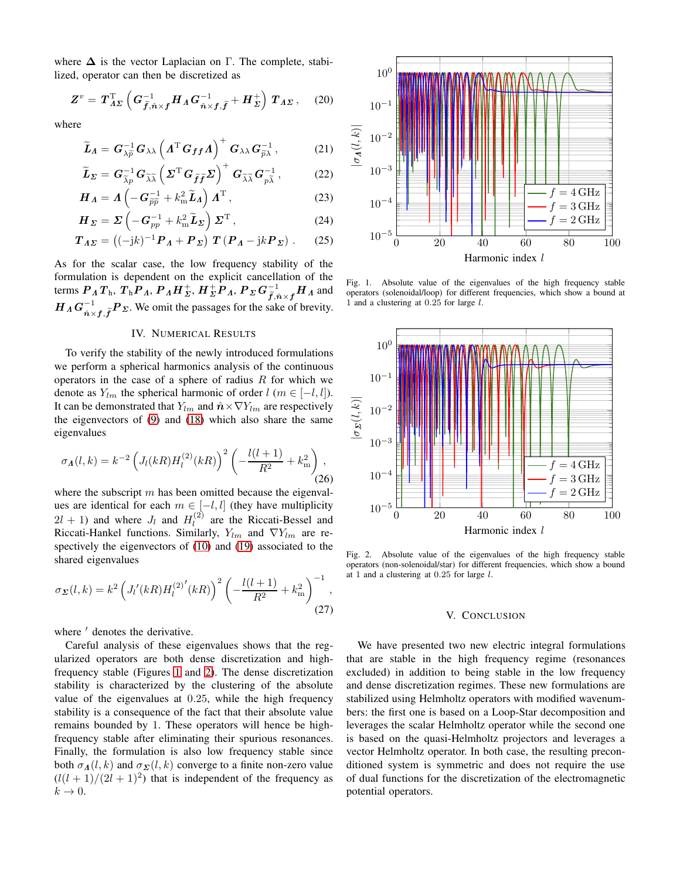where $\boldsymbol{\Delta}$ is the vector Laplacian on $\Gamma$. The complete, stabilized, operator can then be discretized as

$$\boldsymbol{Z}^{v} = \boldsymbol{T}_{\boldsymbol{\Lambda\Sigma}}^{\mathrm{T}} \left( \boldsymbol{G}_{\widetilde{\boldsymbol{f}},\hat{\boldsymbol{n}}\times \boldsymbol{f}}^{-1} \boldsymbol{H}_{\boldsymbol{\Lambda}} \boldsymbol{G}_{\hat{\boldsymbol{n}}\times\boldsymbol{f},\widetilde{\boldsymbol{f}}}^{-1} + \boldsymbol{H}_{\boldsymbol{\Sigma}}^{+} \right) \boldsymbol{T}_{\boldsymbol{\Lambda\Sigma}} \,, \tag{20}$$

where

$$\widetilde{\boldsymbol{L}}_{\boldsymbol{\Lambda}} = \boldsymbol{G}_{\lambda\widetilde{p}}^{-1} \boldsymbol{G}_{\lambda\lambda} \left( \boldsymbol{\Lambda}^{\mathrm{T}} \boldsymbol{G}_{\boldsymbol{f}\boldsymbol{f}} \boldsymbol{\Lambda} \right)^{+} \boldsymbol{G}_{\lambda\lambda} \boldsymbol{G}_{\widetilde{p}\lambda}^{-1} \,, \tag{21}$$

$$\widetilde{\boldsymbol{L}}_{\boldsymbol{\Sigma}} = \boldsymbol{G}_{\widetilde{\lambda}p}^{-1} \boldsymbol{G}_{\widetilde{\lambda}\widetilde{\lambda}} \left( \boldsymbol{\Sigma}^{\mathrm{T}} \boldsymbol{G}_{\widetilde{\boldsymbol{f}}\widetilde{\boldsymbol{f}}} \boldsymbol{\Sigma} \right)^{+} \boldsymbol{G}_{\widetilde{\lambda}\widetilde{\lambda}} \boldsymbol{G}_{p\widetilde{\lambda}}^{-1} \,, \tag{22}$$

$$\boldsymbol{H}_{\boldsymbol{\Lambda}} = \boldsymbol{\Lambda} \left( -\boldsymbol{G}_{\widetilde{p}\widetilde{p}}^{-1} + k_{\mathrm{m}}^{2} \widetilde{\boldsymbol{L}}_{\boldsymbol{\Lambda}} \right) \boldsymbol{\Lambda}^{\mathrm{T}} \,, \tag{23}$$

$$\boldsymbol{H}_{\boldsymbol{\Sigma}} = \boldsymbol{\Sigma} \left( -\boldsymbol{G}_{pp}^{-1} + k_{\mathrm{m}}^{2} \widetilde{\boldsymbol{L}}_{\boldsymbol{\Sigma}} \right) \boldsymbol{\Sigma}^{\mathrm{T}} \,, \tag{24}$$

$$\boldsymbol{T}_{\boldsymbol{\Lambda\Sigma}} = \left( (-\mathrm{j}k)^{-1} \boldsymbol{P}_{\boldsymbol{\Lambda}} + \boldsymbol{P}_{\boldsymbol{\Sigma}} \right) \boldsymbol{T} \left( \boldsymbol{P}_{\boldsymbol{\Lambda}} - \mathrm{j}k \boldsymbol{P}_{\boldsymbol{\Sigma}} \right) . \tag{25}$$

As for the scalar case, the low frequency stability of the formulation is dependent on the explicit cancellation of the terms $\boldsymbol{P}_{\boldsymbol{\Lambda}} \boldsymbol{T}_{\mathrm{h}}$, $\boldsymbol{T}_{\mathrm{h}} \boldsymbol{P}_{\boldsymbol{\Lambda}}$, $\boldsymbol{P}_{\boldsymbol{\Lambda}} \boldsymbol{H}_{\boldsymbol{\Sigma}}^{+}$, $\boldsymbol{H}_{\boldsymbol{\Sigma}}^{+} \boldsymbol{P}_{\boldsymbol{\Lambda}}$, $\boldsymbol{P}_{\boldsymbol{\Sigma}} \boldsymbol{G}_{\widetilde{\boldsymbol{f}},\hat{\boldsymbol{n}}\times\boldsymbol{f}}^{-1} \boldsymbol{H}_{\boldsymbol{\Lambda}}$ and $\boldsymbol{H}_{\boldsymbol{\Lambda}} \boldsymbol{G}_{\hat{\boldsymbol{n}}\times\boldsymbol{f},\widetilde{\boldsymbol{f}}}^{-1} \boldsymbol{P}_{\boldsymbol{\Sigma}}$. We omit the passages for the sake of brevity.

## IV. Numerical Results

To verify the stability of the newly introduced formulations we perform a spherical harmonics analysis of the continuous operators in the case of a sphere of radius $R$ for which we denote as $Y_{lm}$ the spherical harmonic of order $l$ ($m \in [-l, l]$). It can be demonstrated that $Y_{lm}$ and $\hat{\boldsymbol{n}} \times \nabla Y_{lm}$ are respectively the eigenvectors of (9) and (18) which also share the same eigenvalues

$$\sigma_{\boldsymbol{\Lambda}}(l,k) = k^{-2} \left( J_l(kR) H_l^{(2)}(kR) \right)^2 \left( -\frac{l(l+1)}{R^2} + k_{\mathrm{m}}^2 \right) , \tag{26}$$

where the subscript $m$ has been omitted because the eigenvalues are identical for each $m \in [-l, l]$ (they have multiplicity $2l + 1$) and where $J_l$ and $H_l^{(2)}$ are the Riccati-Bessel and Riccati-Hankel functions. Similarly, $Y_{lm}$ and $\nabla Y_{lm}$ are respectively the eigenvectors of (10) and (19) associated to the shared eigenvalues

$$\sigma_{\boldsymbol{\Sigma}}(l,k) = k^{2} \left( J_l'(kR) {H_l^{(2)}}'(kR) \right)^2 \left( -\frac{l(l+1)}{R^2} + k_{\mathrm{m}}^2 \right)^{-1} , \tag{27}$$

where $'$ denotes the derivative.

Careful analysis of these eigenvalues shows that the regularized operators are both dense discretization and high-frequency stable (Figures 1 and 2). The dense discretization stability is characterized by the clustering of the absolute value of the eigenvalues at 0.25, while the high frequency stability is a consequence of the fact that their absolute value remains bounded by 1. These operators will hence be high-frequency stable after eliminating their spurious resonances. Finally, the formulation is also low frequency stable since both $\sigma_{\boldsymbol{\Lambda}}(l,k)$ and $\sigma_{\boldsymbol{\Sigma}}(l,k)$ converge to a finite non-zero value $(l(l+1)/(2l+1)^2)$ that is independent of the frequency as $k \to 0$.

Fig. 1. Absolute value of the eigenvalues of the high frequency stable operators (solenoidal/loop) for different frequencies, which show a bound at 1 and a clustering at 0.25 for large $l$.

Fig. 2. Absolute value of the eigenvalues of the high frequency stable operators (non-solenoidal/star) for different frequencies, which show a bound at 1 and a clustering at 0.25 for large $l$.

## V. Conclusion

We have presented two new electric integral formulations that are stable in the high frequency regime (resonances excluded) in addition to being stable in the low frequency and dense discretization regimes. These new formulations are stabilized using Helmholtz operators with modified wavenumbers: the first one is based on a Loop-Star decomposition and leverages the scalar Helmholtz operator while the second one is based on the quasi-Helmholtz projectors and leverages a vector Helmholtz operator. In both case, the resulting preconditioned system is symmetric and does not require the use of dual functions for the discretization of the electromagnetic potential operators.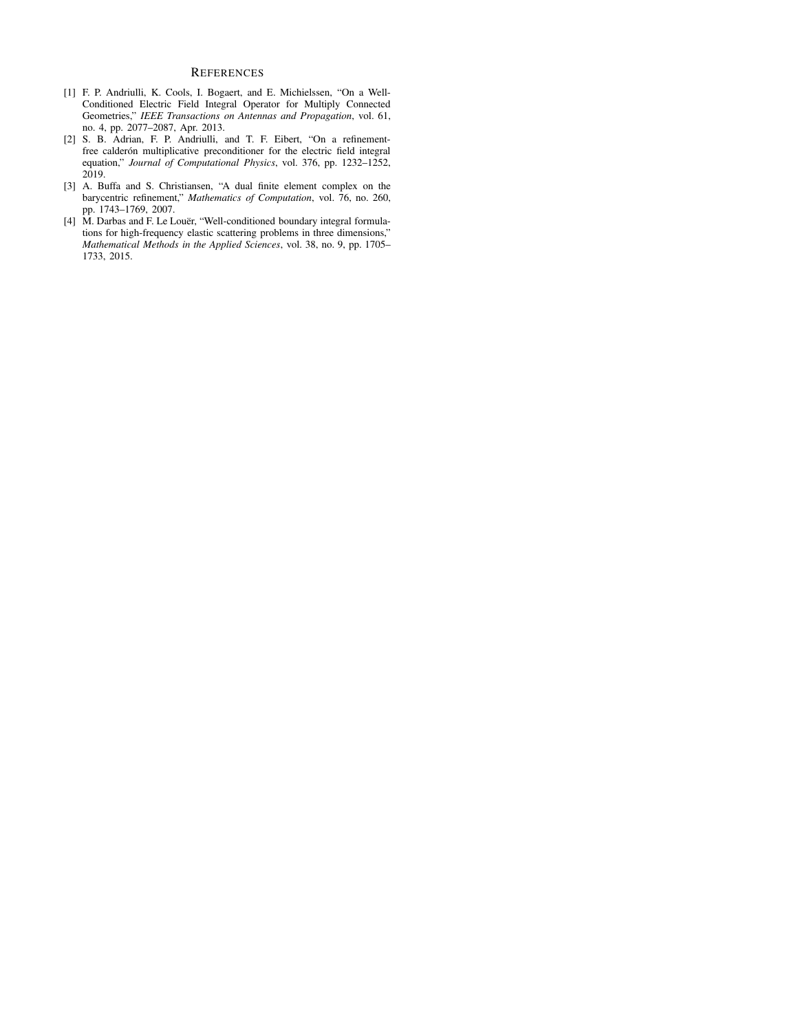## References

[1] F. P. Andriulli, K. Cools, I. Bogaert, and E. Michielssen, "On a Well-Conditioned Electric Field Integral Operator for Multiply Connected Geometries," *IEEE Transactions on Antennas and Propagation*, vol. 61, no. 4, pp. 2077–2087, Apr. 2013.

[2] S. B. Adrian, F. P. Andriulli, and T. F. Eibert, "On a refinement-free calderón multiplicative preconditioner for the electric field integral equation," *Journal of Computational Physics*, vol. 376, pp. 1232–1252, 2019.

[3] A. Buffa and S. Christiansen, "A dual finite element complex on the barycentric refinement," *Mathematics of Computation*, vol. 76, no. 260, pp. 1743–1769, 2007.

[4] M. Darbas and F. Le Louër, "Well-conditioned boundary integral formulations for high-frequency elastic scattering problems in three dimensions," *Mathematical Methods in the Applied Sciences*, vol. 38, no. 9, pp. 1705–1733, 2015.